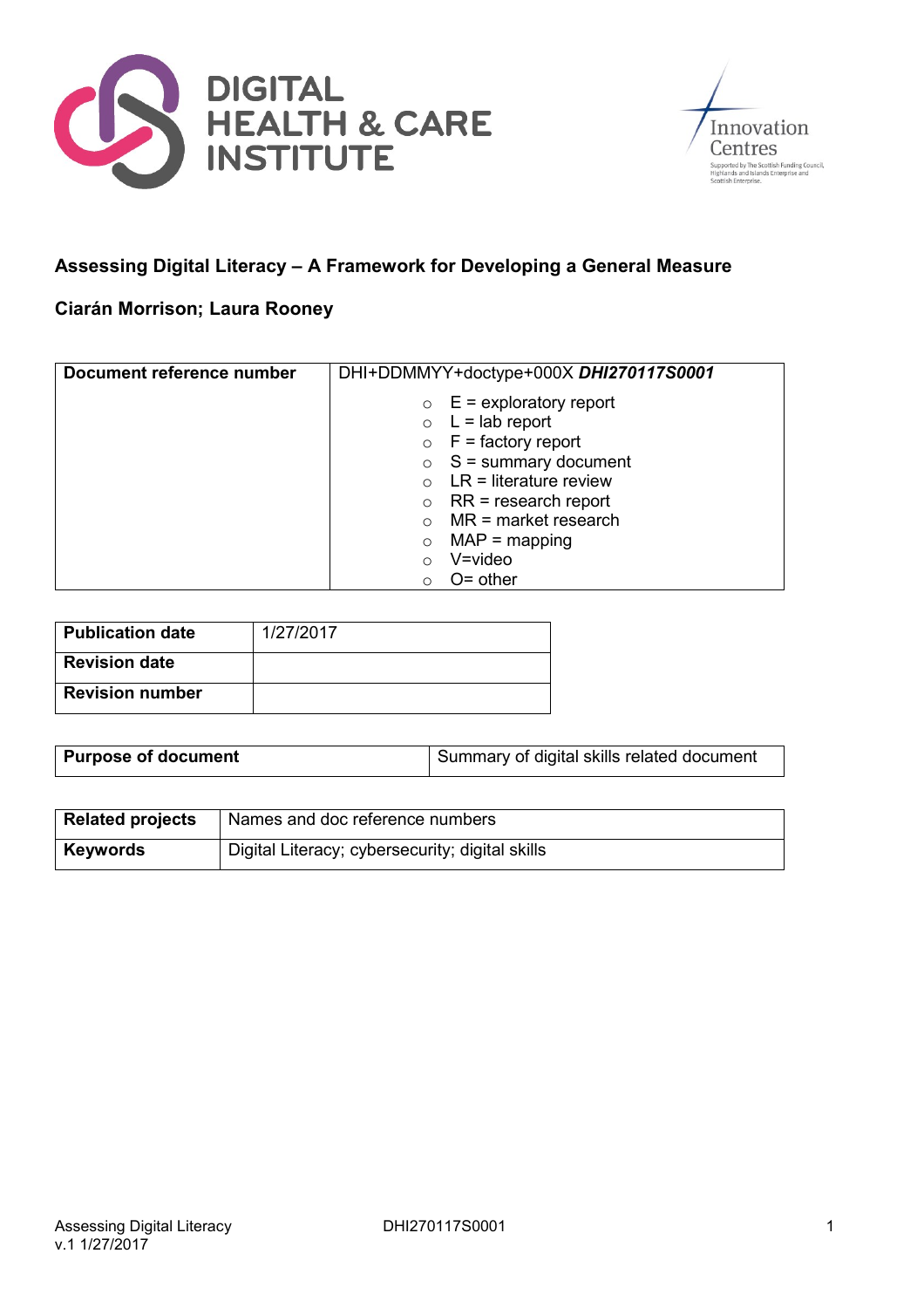DIGITAL HEALTH & CARE INSTITUTE

Innovation Centres

Supported by The Scottish Funding Council, Highlands and Islands Enterprise and Scottish Enterprise.

## Assessing Digital Literacy – A Framework for Developing a General Measure

**Ciarán Morrison; Laura Rooney**

| **Document reference number** | DHI+DDMMYY+doctype+000X ***DHI270117S0001*** <br> ○ E = exploratory report <br> ○ L = lab report <br> ○ F = factory report <br> ○ S = summary document <br> ○ LR = literature review <br> ○ RR = research report <br> ○ MR = market research <br> ○ MAP = mapping <br> ○ V=video <br> ○ O= other |
|---|---|

| **Publication date** | 1/27/2017 |
|---|---|
| **Revision date** | |
| **Revision number** | |

| **Purpose of document** | Summary of digital skills related document |
|---|---|

| **Related projects** | Names and doc reference numbers |
|---|---|
| **Keywords** | Digital Literacy; cybersecurity; digital skills |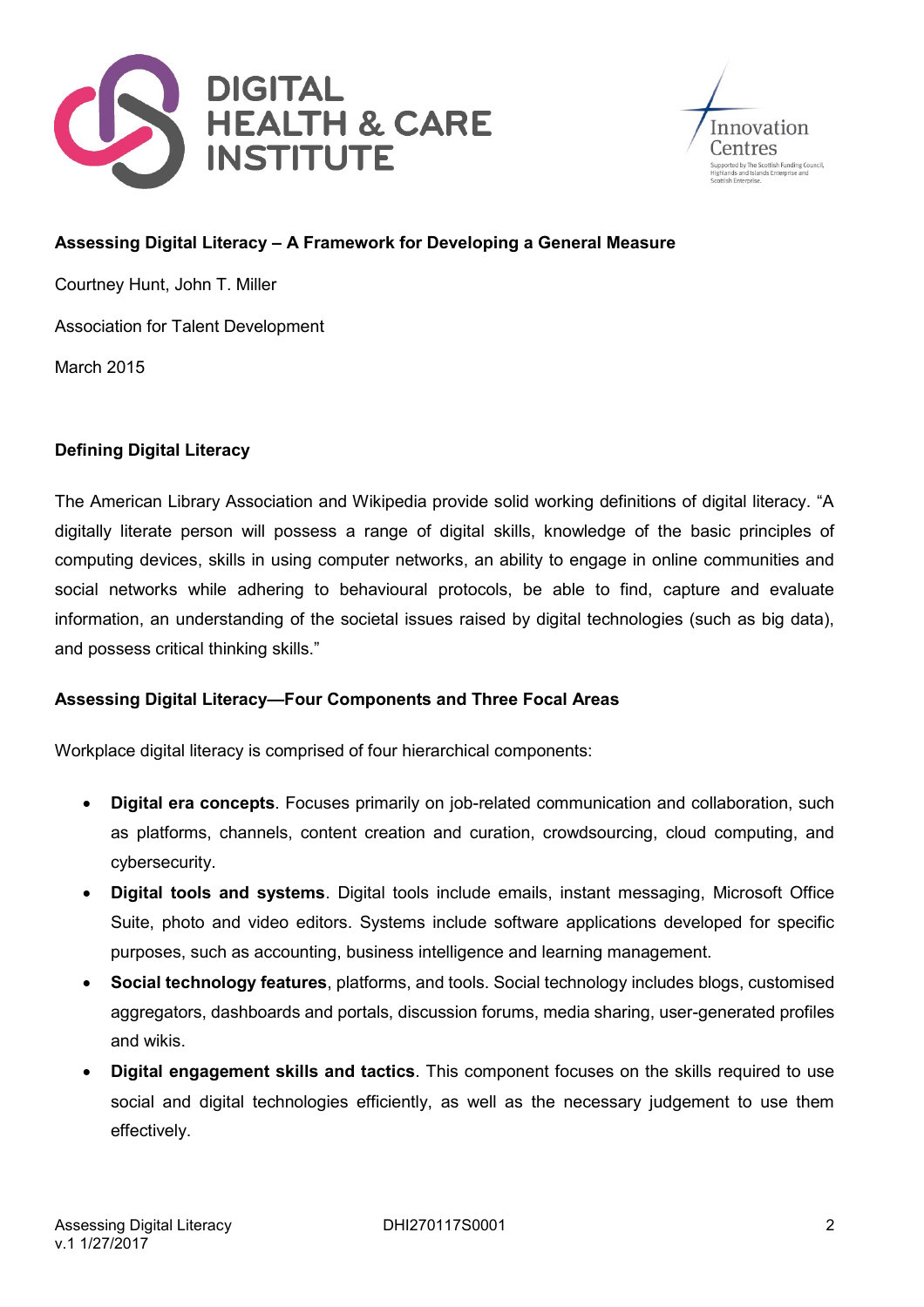**Assessing Digital Literacy – A Framework for Developing a General Measure**

Courtney Hunt, John T. Miller

Association for Talent Development

March 2015

**Defining Digital Literacy**

The American Library Association and Wikipedia provide solid working definitions of digital literacy. "A digitally literate person will possess a range of digital skills, knowledge of the basic principles of computing devices, skills in using computer networks, an ability to engage in online communities and social networks while adhering to behavioural protocols, be able to find, capture and evaluate information, an understanding of the societal issues raised by digital technologies (such as big data), and possess critical thinking skills."

**Assessing Digital Literacy—Four Components and Three Focal Areas**

Workplace digital literacy is comprised of four hierarchical components:

- **Digital era concepts**. Focuses primarily on job-related communication and collaboration, such as platforms, channels, content creation and curation, crowdsourcing, cloud computing, and cybersecurity.
- **Digital tools and systems**. Digital tools include emails, instant messaging, Microsoft Office Suite, photo and video editors. Systems include software applications developed for specific purposes, such as accounting, business intelligence and learning management.
- **Social technology features**, platforms, and tools. Social technology includes blogs, customised aggregators, dashboards and portals, discussion forums, media sharing, user-generated profiles and wikis.
- **Digital engagement skills and tactics**. This component focuses on the skills required to use social and digital technologies efficiently, as well as the necessary judgement to use them effectively.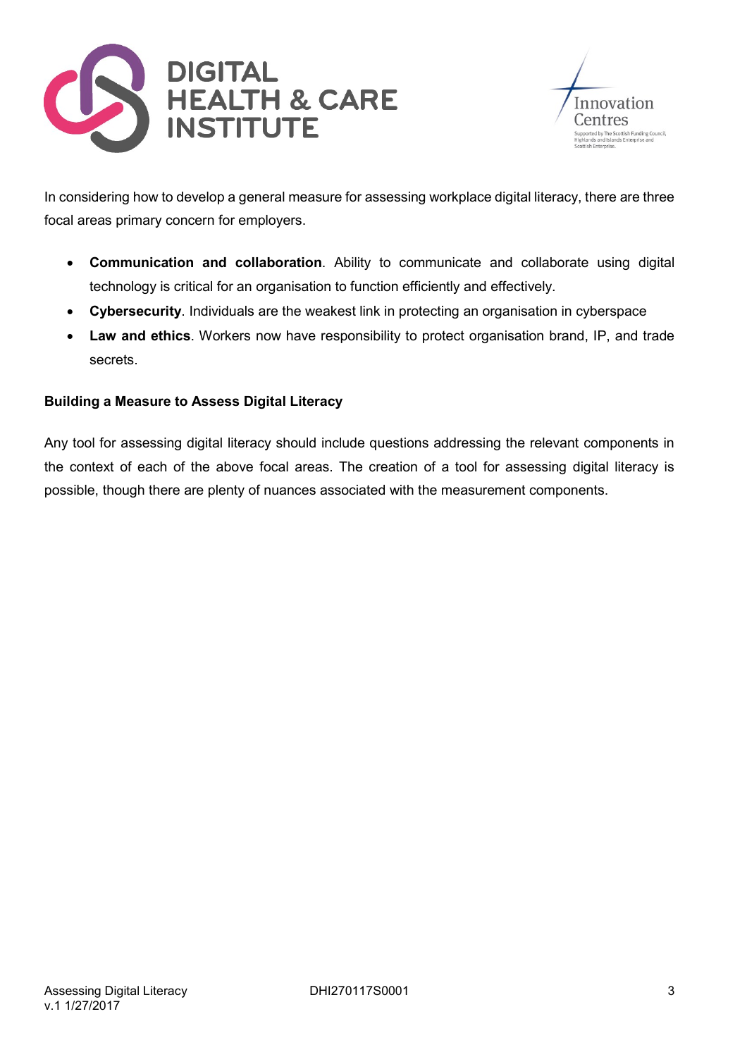In considering how to develop a general measure for assessing workplace digital literacy, there are three focal areas primary concern for employers.

- **Communication and collaboration**. Ability to communicate and collaborate using digital technology is critical for an organisation to function efficiently and effectively.
- **Cybersecurity**. Individuals are the weakest link in protecting an organisation in cyberspace
- **Law and ethics**. Workers now have responsibility to protect organisation brand, IP, and trade secrets.

**Building a Measure to Assess Digital Literacy**

Any tool for assessing digital literacy should include questions addressing the relevant components in the context of each of the above focal areas. The creation of a tool for assessing digital literacy is possible, though there are plenty of nuances associated with the measurement components.